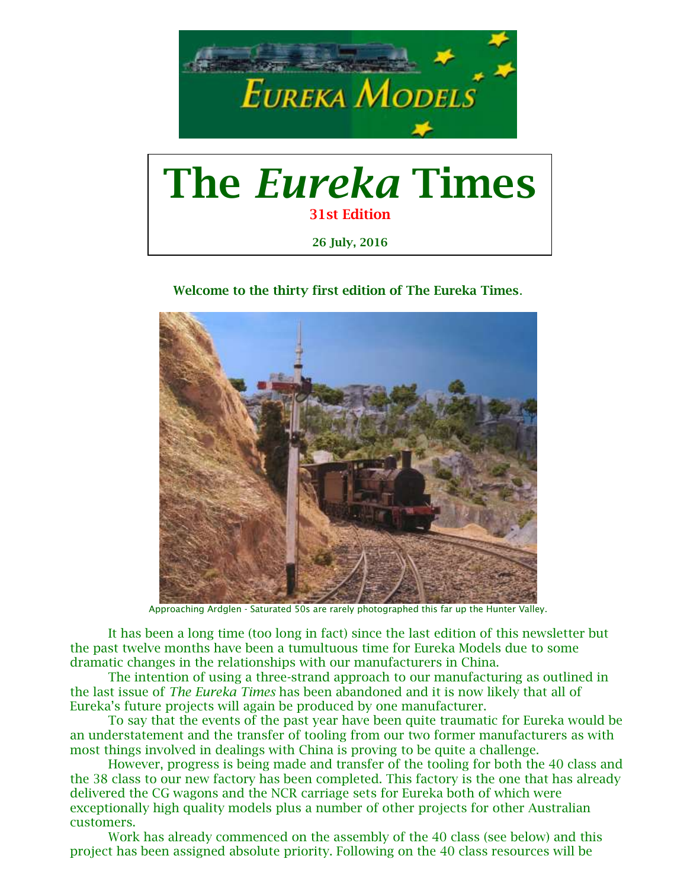# The *Eureka* Times

**31st Edition**

**26 July, 2016**

**Welcome to the thirty first edition of The Eureka Times.**

Approaching Ardglen - Saturated 50s are rarely photographed this far up the Hunter Valley.

It has been a long time (too long in fact) since the last edition of this newsletter but the past twelve months have been a tumultuous time for Eureka Models due to some dramatic changes in the relationships with our manufacturers in China.

The intention of using a three-strand approach to our manufacturing as outlined in the last issue of *The Eureka Times* has been abandoned and it is now likely that all of Eureka's future projects will again be produced by one manufacturer.

To say that the events of the past year have been quite traumatic for Eureka would be an understatement and the transfer of tooling from our two former manufacturers as with most things involved in dealings with China is proving to be quite a challenge.

However, progress is being made and transfer of the tooling for both the 40 class and the 38 class to our new factory has been completed. This factory is the one that has already delivered the CG wagons and the NCR carriage sets for Eureka both of which were exceptionally high quality models plus a number of other projects for other Australian customers.

Work has already commenced on the assembly of the 40 class (see below) and this project has been assigned absolute priority. Following on the 40 class resources will be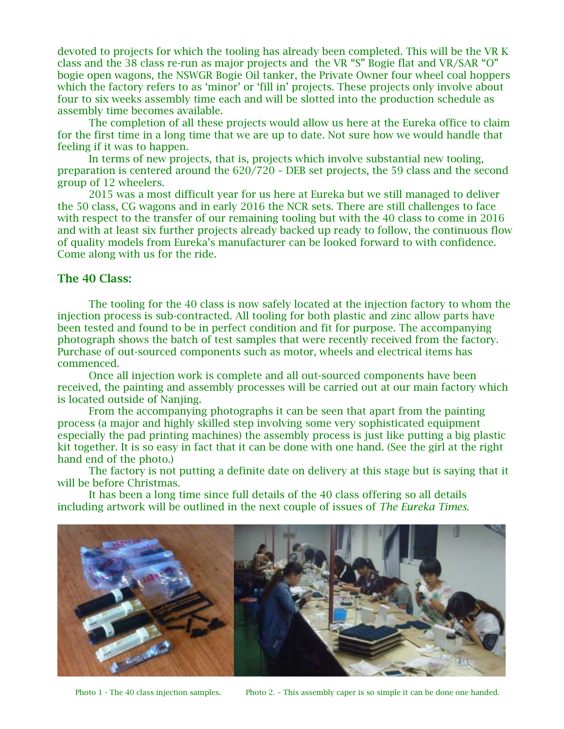devoted to projects for which the tooling has already been completed. This will be the VR K class and the 38 class re-run as major projects and the VR "S" Bogie flat and VR/SAR "O" bogie open wagons, the NSWGR Bogie Oil tanker, the Private Owner four wheel coal hoppers which the factory refers to as 'minor' or 'fill in' projects. These projects only involve about four to six weeks assembly time each and will be slotted into the production schedule as assembly time becomes available.

The completion of all these projects would allow us here at the Eureka office to claim for the first time in a long time that we are up to date. Not sure how we would handle that feeling if it was to happen.

In terms of new projects, that is, projects which involve substantial new tooling, preparation is centered around the 620/720 – DEB set projects, the 59 class and the second group of 12 wheelers.

2015 was a most difficult year for us here at Eureka but we still managed to deliver the 50 class, CG wagons and in early 2016 the NCR sets. There are still challenges to face with respect to the transfer of our remaining tooling but with the 40 class to come in 2016 and with at least six further projects already backed up ready to follow, the continuous flow of quality models from Eureka's manufacturer can be looked forward to with confidence. Come along with us for the ride.

## The 40 Class:

The tooling for the 40 class is now safely located at the injection factory to whom the injection process is sub-contracted. All tooling for both plastic and zinc allow parts have been tested and found to be in perfect condition and fit for purpose. The accompanying photograph shows the batch of test samples that were recently received from the factory. Purchase of out-sourced components such as motor, wheels and electrical items has commenced.

Once all injection work is complete and all out-sourced components have been received, the painting and assembly processes will be carried out at our main factory which is located outside of Nanjing.

From the accompanying photographs it can be seen that apart from the painting process (a major and highly skilled step involving some very sophisticated equipment especially the pad printing machines) the assembly process is just like putting a big plastic kit together. It is so easy in fact that it can be done with one hand. (See the girl at the right hand end of the photo.)

The factory is not putting a definite date on delivery at this stage but is saying that it will be before Christmas.

It has been a long time since full details of the 40 class offering so all details including artwork will be outlined in the next couple of issues of *The Eureka Times*.

Photo 1 - The 40 class injection samples.

Photo 2. – This assembly caper is so simple it can be done one handed.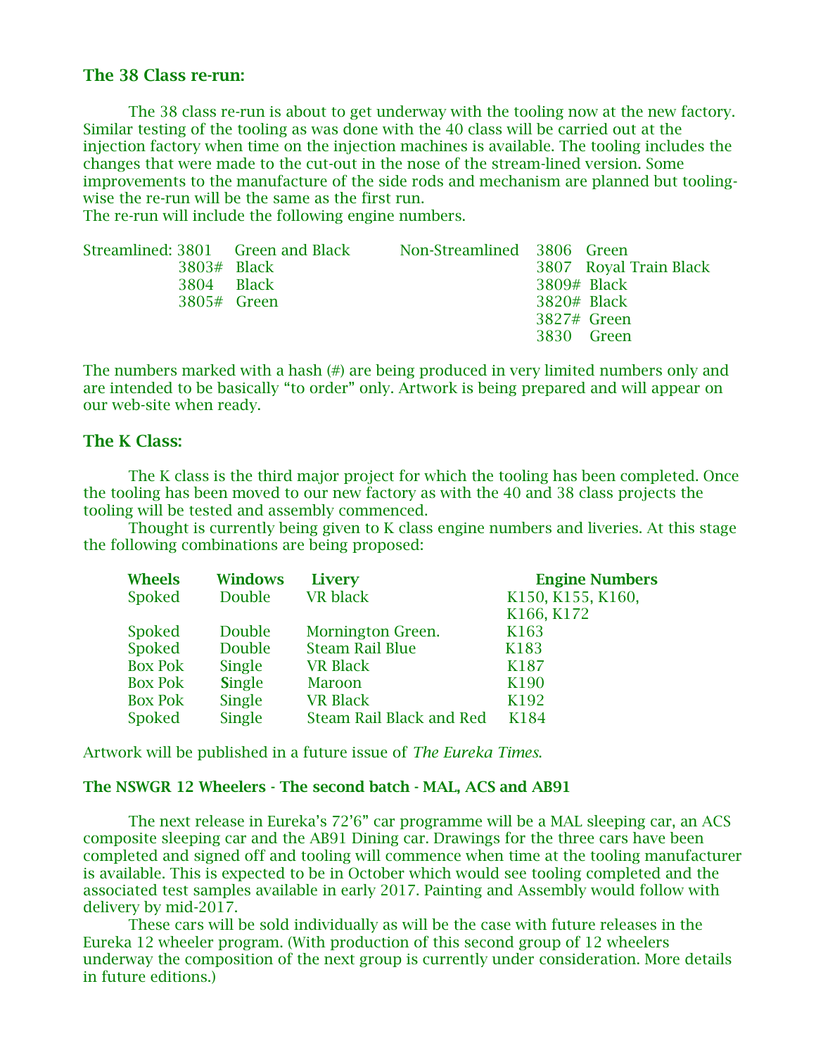### The 38 Class re-run:

The 38 class re-run is about to get underway with the tooling now at the new factory. Similar testing of the tooling as was done with the 40 class will be carried out at the injection factory when time on the injection machines is available. The tooling includes the changes that were made to the cut-out in the nose of the stream-lined version. Some improvements to the manufacture of the side rods and mechanism are planned but tooling-wise the re-run will be the same as the first run.
The re-run will include the following engine numbers.

Streamlined:
- 3801 Green and Black
- 3803# Black
- 3804 Black
- 3805# Green

Non-Streamlined:
- 3806 Green
- 3807 Royal Train Black
- 3809# Black
- 3820# Black
- 3827# Green
- 3830 Green

The numbers marked with a hash (#) are being produced in very limited numbers only and are intended to be basically "to order" only. Artwork is being prepared and will appear on our web-site when ready.

### The K Class:

The K class is the third major project for which the tooling has been completed. Once the tooling has been moved to our new factory as with the 40 and 38 class projects the tooling will be tested and assembly commenced.

Thought is currently being given to K class engine numbers and liveries. At this stage the following combinations are being proposed:

| Wheels | Windows | Livery | Engine Numbers |
|---|---|---|---|
| Spoked | Double | VR black | K150, K155, K160, K166, K172 |
| Spoked | Double | Mornington Green. | K163 |
| Spoked | Double | Steam Rail Blue | K183 |
| Box Pok | Single | VR Black | K187 |
| Box Pok | Single | Maroon | K190 |
| Box Pok | Single | VR Black | K192 |
| Spoked | Single | Steam Rail Black and Red | K184 |

Artwork will be published in a future issue of *The Eureka Times.*

### The NSWGR 12 Wheelers - The second batch - MAL, ACS and AB91

The next release in Eureka's 72'6" car programme will be a MAL sleeping car, an ACS composite sleeping car and the AB91 Dining car. Drawings for the three cars have been completed and signed off and tooling will commence when time at the tooling manufacturer is available. This is expected to be in October which would see tooling completed and the associated test samples available in early 2017. Painting and Assembly would follow with delivery by mid-2017.

These cars will be sold individually as will be the case with future releases in the Eureka 12 wheeler program. (With production of this second group of 12 wheelers underway the composition of the next group is currently under consideration. More details in future editions.)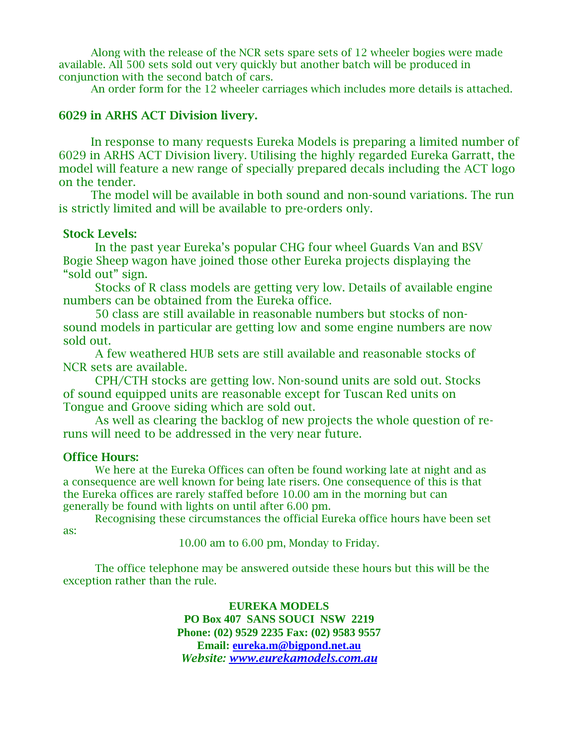Along with the release of the NCR sets spare sets of 12 wheeler bogies were made available. All 500 sets sold out very quickly but another batch will be produced in conjunction with the second batch of cars.

An order form for the 12 wheeler carriages which includes more details is attached.

## 6029 in ARHS ACT Division livery.

In response to many requests Eureka Models is preparing a limited number of 6029 in ARHS ACT Division livery. Utilising the highly regarded Eureka Garratt, the model will feature a new range of specially prepared decals including the ACT logo on the tender.

The model will be available in both sound and non-sound variations. The run is strictly limited and will be available to pre-orders only.

## Stock Levels:

In the past year Eureka's popular CHG four wheel Guards Van and BSV Bogie Sheep wagon have joined those other Eureka projects displaying the "sold out" sign.

Stocks of R class models are getting very low. Details of available engine numbers can be obtained from the Eureka office.

50 class are still available in reasonable numbers but stocks of non-sound models in particular are getting low and some engine numbers are now sold out.

A few weathered HUB sets are still available and reasonable stocks of NCR sets are available.

CPH/CTH stocks are getting low. Non-sound units are sold out. Stocks of sound equipped units are reasonable except for Tuscan Red units on Tongue and Groove siding which are sold out.

As well as clearing the backlog of new projects the whole question of re-runs will need to be addressed in the very near future.

## Office Hours:

We here at the Eureka Offices can often be found working late at night and as a consequence are well known for being late risers. One consequence of this is that the Eureka offices are rarely staffed before 10.00 am in the morning but can generally be found with lights on until after 6.00 pm.

Recognising these circumstances the official Eureka office hours have been set as:

10.00 am to 6.00 pm, Monday to Friday.

The office telephone may be answered outside these hours but this will be the exception rather than the rule.

**EUREKA MODELS**
**PO Box 407 SANS SOUCI NSW 2219**
**Phone: (02) 9529 2235 Fax: (02) 9583 9557**
**Email: eureka.m@bigpond.net.au**
***Website: www.eurekamodels.com.au***